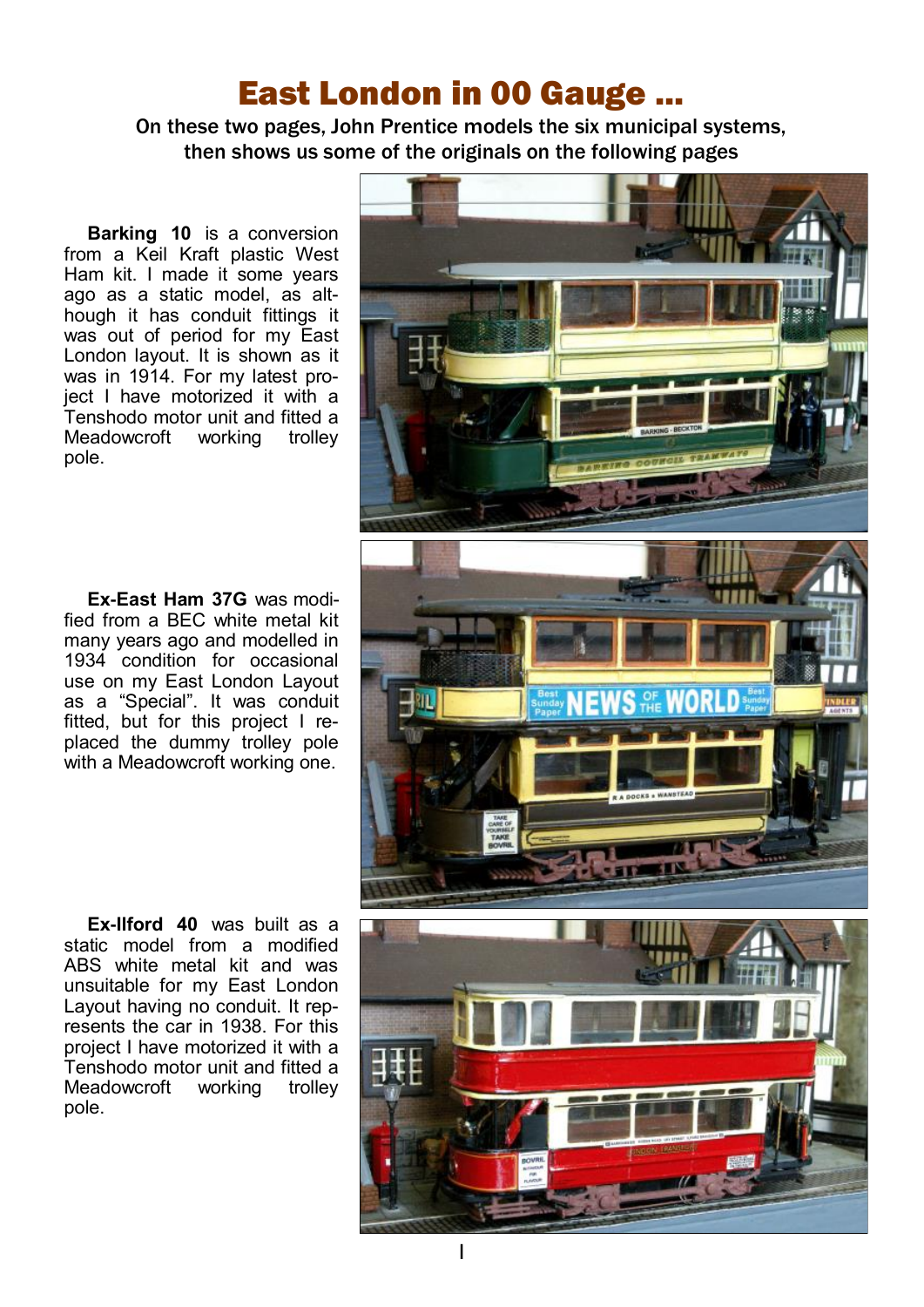# East London in 00 Gauge ...

**On these two pages, John Prentice models the six municipal systems, then shows us some of the originals on the following pages**

**Barking 10** is a conversion from a Keil Kraft plastic West Ham kit. I made it some years ago as a static model, although it has conduit fittings it was out of period for my East London layout. It is shown as it was in 1914. For my latest project I have motorized it with a Tenshodo motor unit and fitted a Meadowcroft working trolley pole.

**Ex-East Ham 37G** was modified from a BEC white metal kit many years ago and modelled in 1934 condition for occasional use on my East London Layout as a "Special". It was conduit fitted, but for this project I replaced the dummy trolley pole with a Meadowcroft working one.

**Ex-Ilford 40** was built as a static model from a modified ABS white metal kit and was unsuitable for my East London Layout having no conduit. It represents the car in 1938. For this project I have motorized it with a Tenshodo motor unit and fitted a Meadowcroft working trolley pole.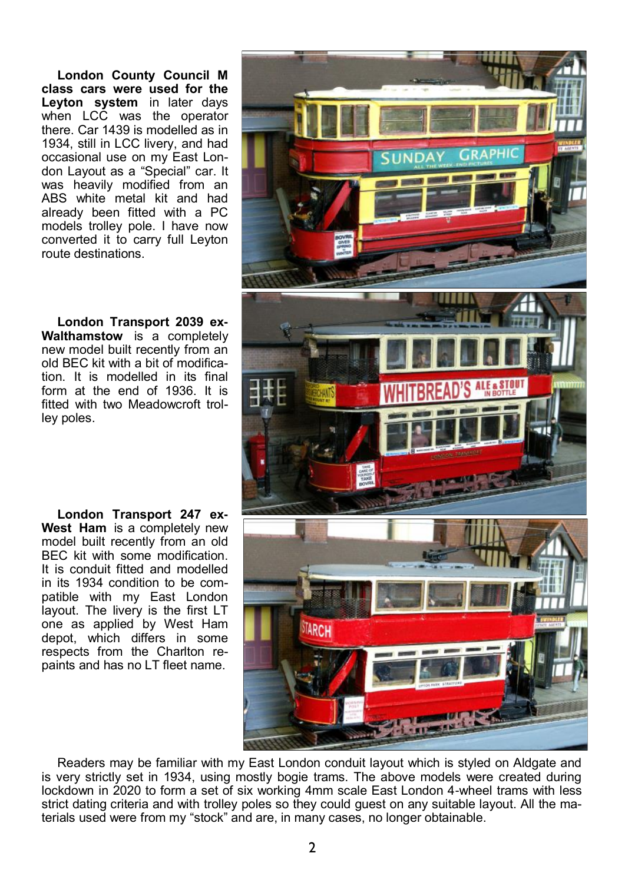**London County Council M class cars were used for the Leyton system** in later days when LCC was the operator there. Car 1439 is modelled as in 1934, still in LCC livery, and had occasional use on my East London Layout as a "Special" car. It was heavily modified from an ABS white metal kit and had already been fitted with a PC models trolley pole. I have now converted it to carry full Leyton route destinations.

**London Transport 2039 ex-Walthamstow** is a completely new model built recently from an old BEC kit with a bit of modification. It is modelled in its final form at the end of 1936. It is fitted with two Meadowcroft trolley poles.

**London Transport 247 ex-West Ham** is a completely new model built recently from an old BEC kit with some modification. It is conduit fitted and modelled in its 1934 condition to be compatible with my East London layout. The livery is the first LT one as applied by West Ham depot, which differs in some respects from the Charlton repaints and has no LT fleet name.

Readers may be familiar with my East London conduit layout which is styled on Aldgate and is very strictly set in 1934, using mostly bogie trams. The above models were created during lockdown in 2020 to form a set of six working 4mm scale East London 4-wheel trams with less strict dating criteria and with trolley poles so they could guest on any suitable layout. All the materials used were from my "stock" and are, in many cases, no longer obtainable.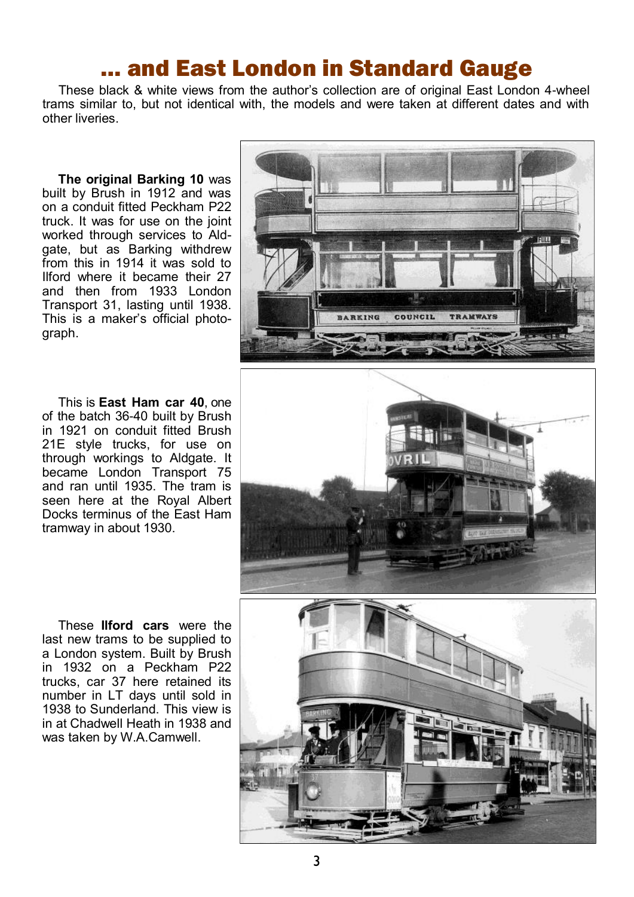# ... and East London in Standard Gauge

These black & white views from the author's collection are of original East London 4-wheel trams similar to, but not identical with, the models and were taken at different dates and with other liveries.

**The original Barking 10** was built by Brush in 1912 and was on a conduit fitted Peckham P22 truck. It was for use on the joint worked through services to Aldgate, but as Barking withdrew from this in 1914 it was sold to Ilford where it became their 27 and then from 1933 London Transport 31, lasting until 1938. This is a maker's official photograph.

This is **East Ham car 40**, one of the batch 36-40 built by Brush in 1921 on conduit fitted Brush 21E style trucks, for use on through workings to Aldgate. It became London Transport 75 and ran until 1935. The tram is seen here at the Royal Albert Docks terminus of the East Ham tramway in about 1930.

These **Ilford cars** were the last new trams to be supplied to a London system. Built by Brush in 1932 on a Peckham P22 trucks, car 37 here retained its number in LT days until sold in 1938 to Sunderland. This view is in at Chadwell Heath in 1938 and was taken by W.A.Camwell.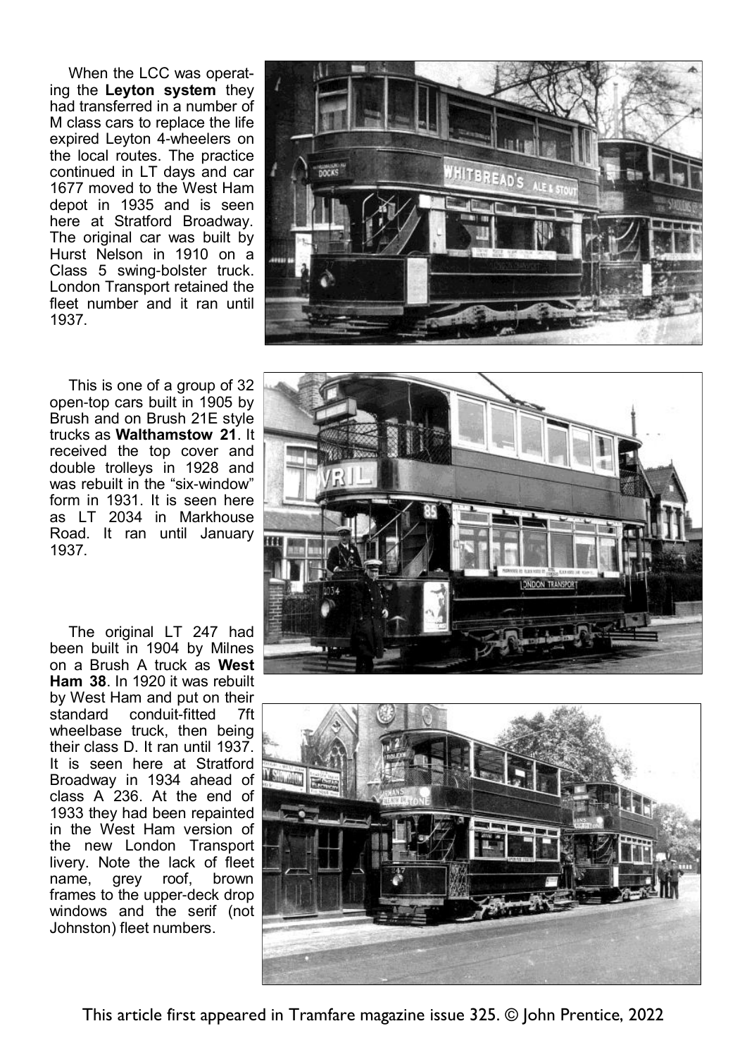When the LCC was operating the **Leyton system** they had transferred in a number of M class cars to replace the life expired Leyton 4-wheelers on the local routes. The practice continued in LT days and car 1677 moved to the West Ham depot in 1935 and is seen here at Stratford Broadway. The original car was built by Hurst Nelson in 1910 on a Class 5 swing-bolster truck. London Transport retained the fleet number and it ran until 1937.

This is one of a group of 32 open-top cars built in 1905 by Brush and on Brush 21E style trucks as **Walthamstow 21**. It received the top cover and double trolleys in 1928 and was rebuilt in the "six-window" form in 1931. It is seen here as LT 2034 in Markhouse Road. It ran until January 1937.

The original LT 247 had been built in 1904 by Milnes on a Brush A truck as **West Ham 38**. In 1920 it was rebuilt by West Ham and put on their standard conduit-fitted 7ft wheelbase truck, then being their class D. It ran until 1937. It is seen here at Stratford Broadway in 1934 ahead of class A 236. At the end of 1933 they had been repainted in the West Ham version of the new London Transport livery. Note the lack of fleet name, grey roof, brown frames to the upper-deck drop windows and the serif (not Johnston) fleet numbers.

This article first appeared in Tramfare magazine issue 325. © John Prentice, 2022